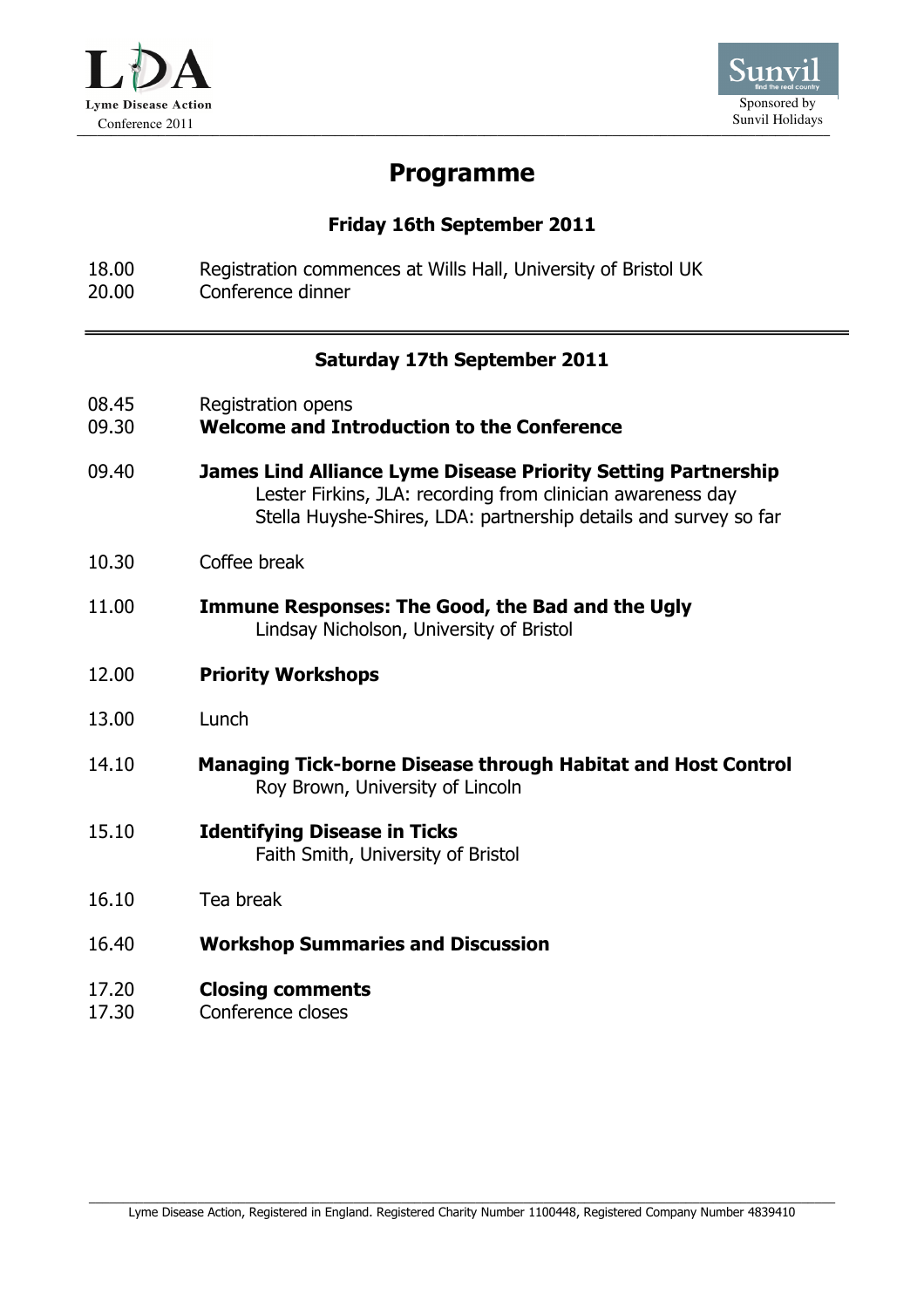Lyme Disease Action
Conference 2011

Sponsored by
Sunvil Holidays

# Programme

## Friday 16th September 2011

18.00 Registration commences at Wills Hall, University of Bristol UK
20.00 Conference dinner

## Saturday 17th September 2011

08.45 Registration opens
09.30 **Welcome and Introduction to the Conference**

09.40 **James Lind Alliance Lyme Disease Priority Setting Partnership**
Lester Firkins, JLA: recording from clinician awareness day
Stella Huyshe-Shires, LDA: partnership details and survey so far

10.30 Coffee break

11.00 **Immune Responses: The Good, the Bad and the Ugly**
Lindsay Nicholson, University of Bristol

12.00 **Priority Workshops**

13.00 Lunch

14.10 **Managing Tick-borne Disease through Habitat and Host Control**
Roy Brown, University of Lincoln

15.10 **Identifying Disease in Ticks**
Faith Smith, University of Bristol

16.10 Tea break

16.40 **Workshop Summaries and Discussion**

17.20 **Closing comments**
17.30 Conference closes

Lyme Disease Action, Registered in England. Registered Charity Number 1100448, Registered Company Number 4839410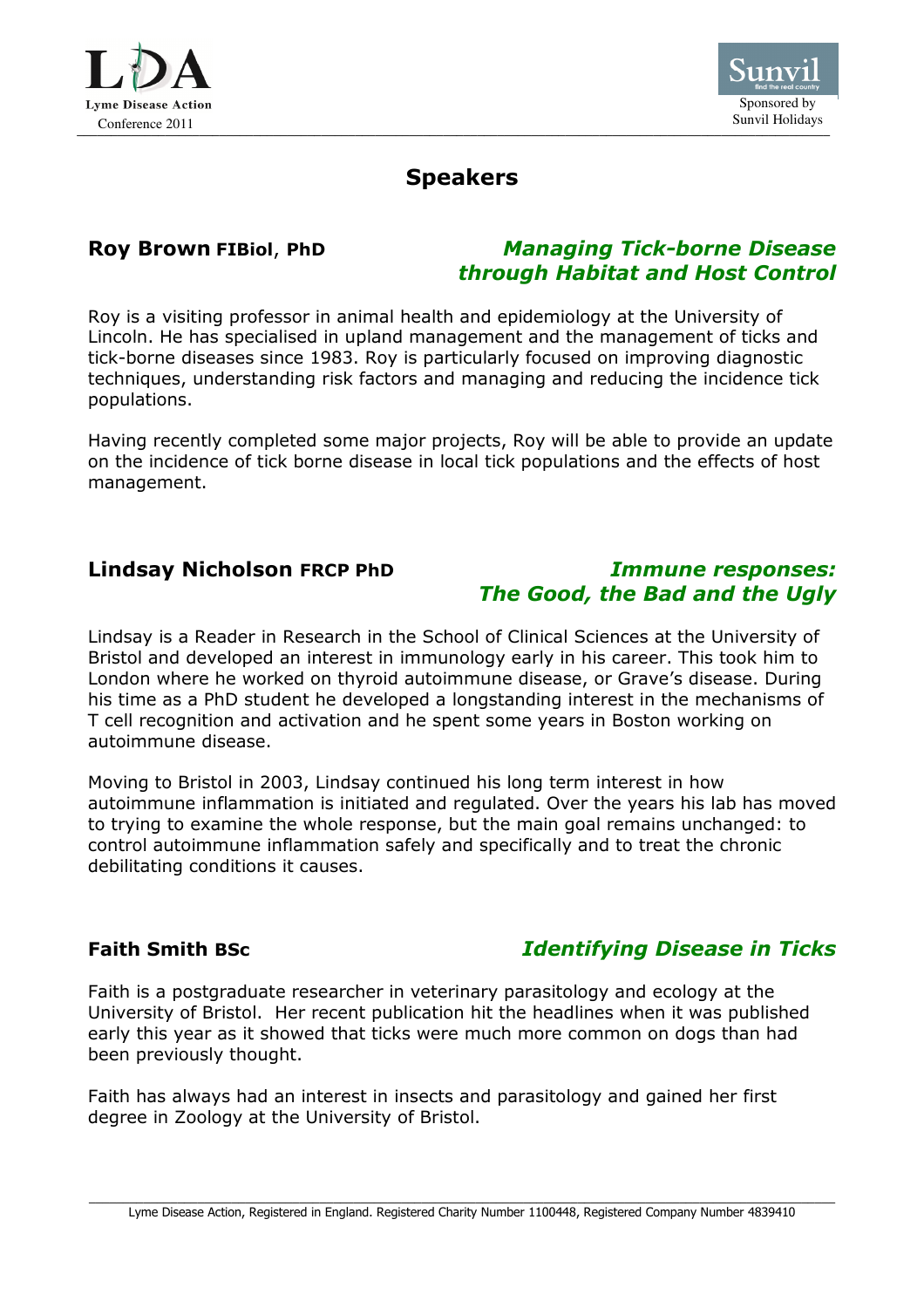## Speakers

### Roy Brown FIBiol, PhD

***Managing Tick-borne Disease through Habitat and Host Control***

Roy is a visiting professor in animal health and epidemiology at the University of Lincoln. He has specialised in upland management and the management of ticks and tick-borne diseases since 1983. Roy is particularly focused on improving diagnostic techniques, understanding risk factors and managing and reducing the incidence tick populations.

Having recently completed some major projects, Roy will be able to provide an update on the incidence of tick borne disease in local tick populations and the effects of host management.

### Lindsay Nicholson FRCP PhD

***Immune responses: The Good, the Bad and the Ugly***

Lindsay is a Reader in Research in the School of Clinical Sciences at the University of Bristol and developed an interest in immunology early in his career. This took him to London where he worked on thyroid autoimmune disease, or Grave's disease. During his time as a PhD student he developed a longstanding interest in the mechanisms of T cell recognition and activation and he spent some years in Boston working on autoimmune disease.

Moving to Bristol in 2003, Lindsay continued his long term interest in how autoimmune inflammation is initiated and regulated. Over the years his lab has moved to trying to examine the whole response, but the main goal remains unchanged: to control autoimmune inflammation safely and specifically and to treat the chronic debilitating conditions it causes.

### Faith Smith BSc

***Identifying Disease in Ticks***

Faith is a postgraduate researcher in veterinary parasitology and ecology at the University of Bristol. Her recent publication hit the headlines when it was published early this year as it showed that ticks were much more common on dogs than had been previously thought.

Faith has always had an interest in insects and parasitology and gained her first degree in Zoology at the University of Bristol.